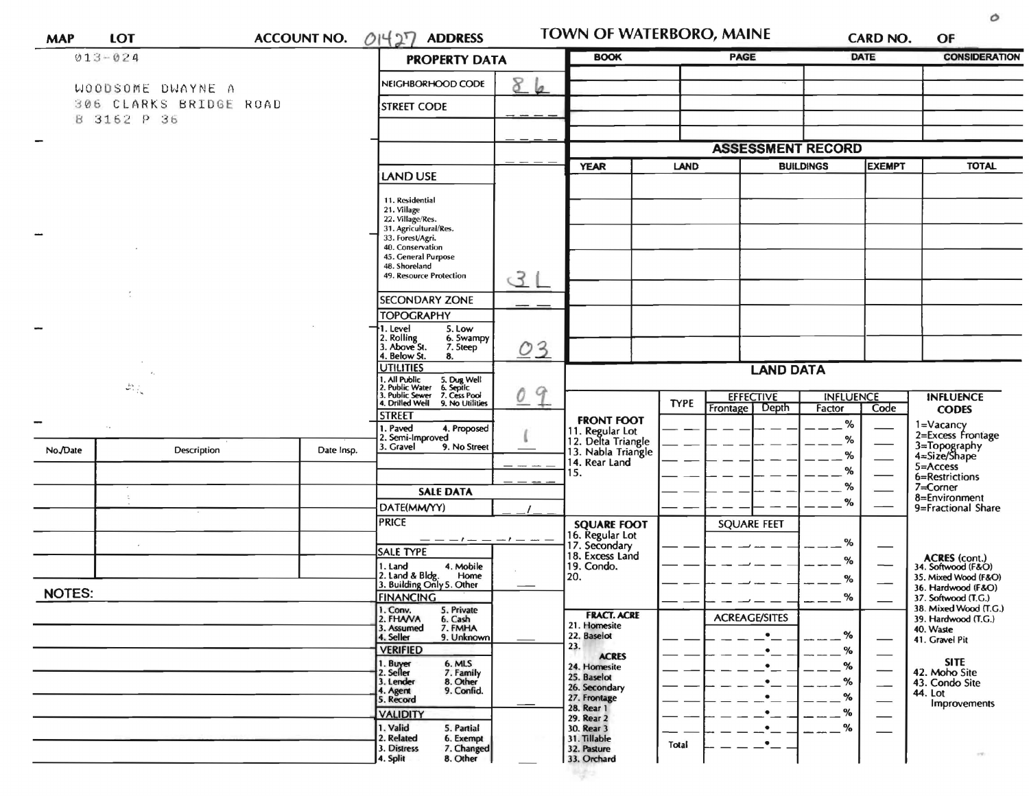**MAP** 013-024 **LOT** **ACCOUNT NO.** 01427 **ADDRESS**

**TOWN OF WATERBORO, MAINE**

**CARD NO.** **OF**

WOODSOME DWAYNE A
306 CLARKS BRIDGE ROAD
B 3162 P 36

## PROPERTY DATA

| Field | Value |
| --- | --- |
| NEIGHBORHOOD CODE | 86 |
| STREET CODE | |
| LAND USE (11. Residential, 21. Village, 22. Village/Res., 31. Agricultural/Res., 33. Forest/Agri., 40. Conservation, 45. General Purpose, 48. Shoreland, 49. Resource Protection) | 31 |
| SECONDARY ZONE | |
| TOPOGRAPHY (1. Level, 2. Rolling, 3. Above St., 4. Below St., 5. Low, 6. Swampy, 7. Steep, 8.) | 03 |
| UTILITIES (1. All Public, 2. Public Water, 3. Public Sewer, 4. Drilled Well, 5. Dug Well, 6. Septic, 7. Cess Pool, 9. No Utilities) | 09 |
| STREET (1. Paved, 2. Semi-Improved, 3. Gravel, 4. Proposed, 9. No Street) | 1 |

## SALE DATA

| Field | Value |
| --- | --- |
| DATE(MM/YY) | |
| PRICE | |
| SALE TYPE (1. Land, 2. Land & Bldg., 3. Building Only, 4. Mobile Home, 5. Other) | |
| FINANCING (1. Conv., 2. FHA/VA, 3. Assumed, 4. Seller, 5. Private, 6. Cash, 7. FMHA, 9. Unknown) | |
| VERIFIED (1. Buyer, 2. Seller, 3. Lender, 4. Agent, 5. Record, 6. MLS, 7. Family, 8. Other, 9. Confid.) | |
| VALIDITY (1. Valid, 2. Related, 3. Distress, 4. Split, 5. Partial, 6. Exempt, 7. Changed, 8. Other) | |

| BOOK | PAGE | DATE | CONSIDERATION |
| --- | --- | --- | --- |
| | | | |

## ASSESSMENT RECORD

| YEAR | LAND | BUILDINGS | EXEMPT | TOTAL |
| --- | --- | --- | --- | --- |
| | | | | |

| No./Date | Description | Date Insp. |
| --- | --- | --- |
| | | |

**NOTES:**

## LAND DATA

| | TYPE | EFFECTIVE Frontage | EFFECTIVE Depth | INFLUENCE Factor | INFLUENCE Code |
| --- | --- | --- | --- | --- | --- |
| **FRONT FOOT** 11. Regular Lot, 12. Delta Triangle, 13. Nabla Triangle, 14. Rear Land, 15. | | | | % | |
| **SQUARE FOOT** 16. Regular Lot, 17. Secondary, 18. Excess Land, 19. Condo., 20. | | SQUARE FEET | | % | |
| **FRACT. ACRE** 21. Homesite, 22. Baselot, 23. **ACRES** 24. Homesite, 25. Baselot, 26. Secondary, 27. Frontage, 28. Rear 1, 29. Rear 2, 30. Rear 3, 31. Tillable, 32. Pasture, 33. Orchard | | ACREAGE/SITES | | % | |
| Total | | | | | |

**INFLUENCE CODES**
1=Vacancy
2=Excess Frontage
3=Topography
4=Size/Shape
5=Access
6=Restrictions
7=Corner
8=Environment
9=Fractional Share

**ACRES (cont.)**
34. Softwood (F&O)
35. Mixed Wood (F&O)
36. Hardwood (F&O)
37. Softwood (T.G.)
38. Mixed Wood (T.G.)
39. Hardwood (T.G.)
40. Waste
41. Gravel Pit

**SITE**
42. Moho Site
43. Condo Site
44. Lot Improvements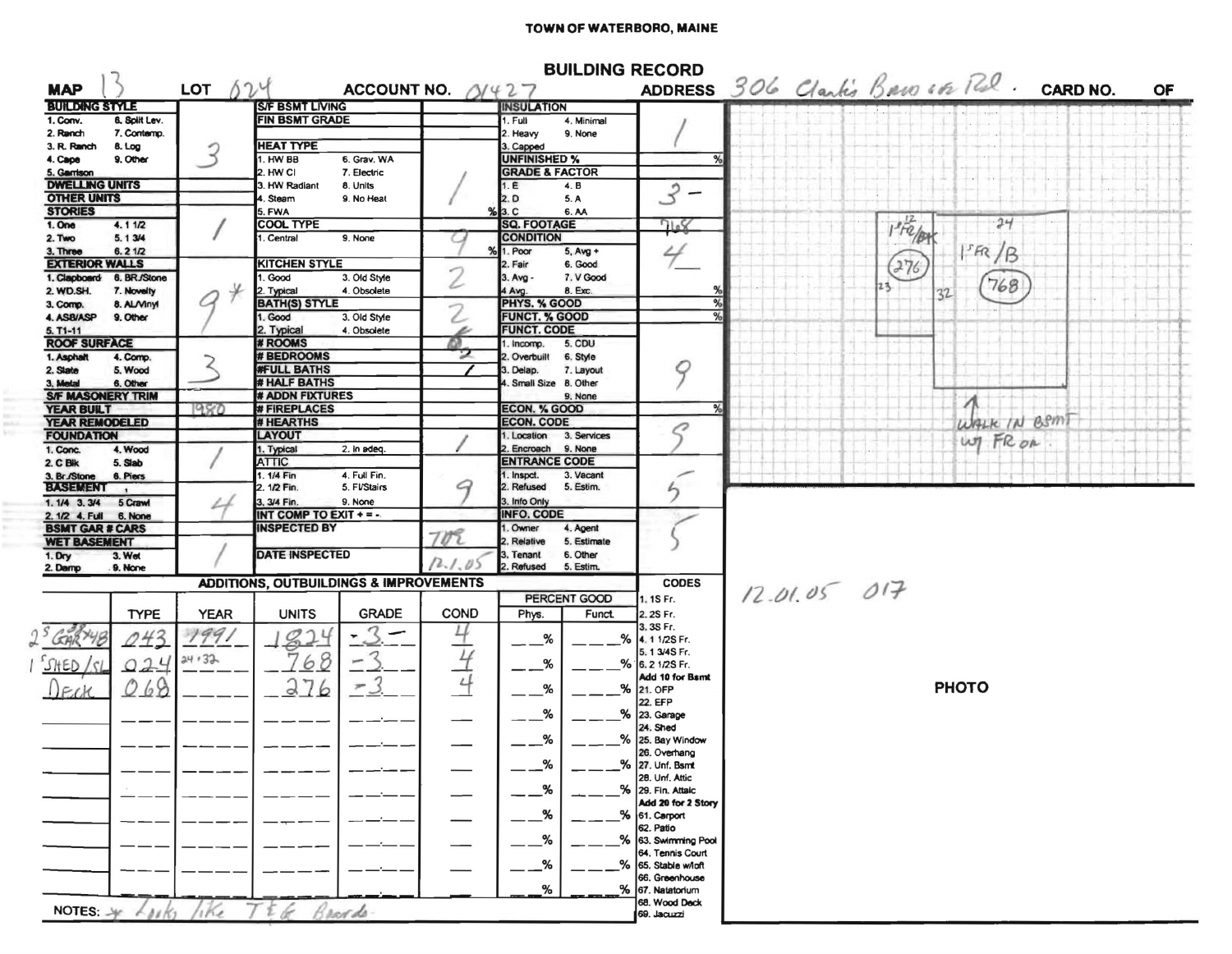TOWN OF WATERBORO, MAINE

# BUILDING RECORD

**MAP** 13 **LOT** 024 **ACCOUNT NO.** 01427 **ADDRESS** 306 Clark's Bridge Rd. **CARD NO.** **OF**

| Field | Options | Value |
|---|---|---|
| BUILDING STYLE | 1. Conv. 2. Ranch 3. R. Ranch 4. Cape 5. Garrison 6. Split Lev. 7. Contemp. 8. Log 9. Other | 3 |
| DWELLING UNITS | | |
| OTHER UNITS | | |
| STORIES | 1. One 2. Two 3. Three 4. 1 1/2 5. 1 3/4 6. 2 1/2 | 1 |
| EXTERIOR WALLS | 1. Clapboard 2. WD.SH. 3. Comp. 4. ASB/ASP 5. T1-11 6. BR./Stone 7. Novelty 8. AL/Vinyl 9. Other | 9* |
| ROOF SURFACE | 1. Asphalt 2. Slate 3. Metal 4. Comp. 5. Wood 6. Other | 3 |
| S/F MASONERY TRIM | | |
| YEAR BUILT | | 1980 |
| YEAR REMODELED | | |
| FOUNDATION | 1. Conc. 2. C Blk 3. Br./Stone 4. Wood 5. Slab 6. Piers | 1 |
| BASEMENT | 1. 1/4 2. 1/2 3. 3/4 4. Full 5. Crawl 6. None | 4 |
| BSMT GAR # CARS | | |
| WET BASEMENT | 1. Dry 2. Damp 3. Wet 9. None | 1 |

| Field | Options | Value |
|---|---|---|
| S/F BSMT LIVING | | |
| FIN BSMT GRADE | | |
| HEAT TYPE | 1. HW BB 2. HW CI 3. HW Radiant 4. Steam 5. FWA 6. Grav. WA 7. Electric 8. Units 9. No Heat | 1 |
| COOL TYPE | 1. Central 9. None | 9 |
| KITCHEN STYLE | 1. Good 2. Typical 3. Old Style 4. Obsolete | 2 |
| BATH(S) STYLE | 1. Good 2. Typical 3. Old Style 4. Obsolete | 2 |
| # ROOMS | | 6 |
| # BEDROOMS | | 2 |
| #FULL BATHS | | 1 |
| # HALF BATHS | | |
| # ADDN FIXTURES | | |
| # FIREPLACES | | |
| # HEARTHS | | |
| LAYOUT | 1. Typical 2. In adeq. | 1 |
| ATTIC | 1. 1/4 Fin 2. 1/2 Fin. 3. 3/4 Fin. 4. Full Fin. 5. Fl/Stairs 9. None | 9 |
| INT COMP TO EXIT + = - | | |
| INSPECTED BY | | TDR |
| DATE INSPECTED | | 12.1.05 |

| Field | Options | Value |
|---|---|---|
| INSULATION | 1. Full 2. Heavy 3. Capped 4. Minimal 9. None | 1 |
| UNFINISHED % | | % |
| GRADE & FACTOR | 1. E 2. D 3. C 4. B 5. A 6. AA | 3 - % |
| SQ. FOOTAGE | | 768 |
| CONDITION | 1. Poor 2. Fair 3. Avg - 4. Avg. 5. Avg + 6. Good 7. V Good 8. Exc. | 4 |
| PHYS. % GOOD | | % |
| FUNCT. % GOOD | | % |
| FUNCT. CODE | 1. Incomp. 2. Overbuilt 3. Delap. 4. Small Size 5. CDU 6. Style 7. Layout 8. Other 9. None | 9 |
| ECON. % GOOD | | % |
| ECON. CODE | 1. Location 2. Encroach 3. Services 9. None | 9 |
| ENTRANCE CODE | 1. Inspct. 2. Refused 3. Vacant 5. Estim. | 5 |
| INFO. CODE | 1. Owner 2. Relative 3. Tenant 4. Agent 5. Estimate 6. Other | 5 |

Sketch: 1st Fr/BK 12 x 23 (276); 1st FR/B 24 x 32 (768); WALK IN BSMT w/ FR OH

## ADDITIONS, OUTBUILDINGS & IMPROVEMENTS

| | TYPE | YEAR | UNITS | GRADE | COND | PERCENT GOOD Phys. | PERCENT GOOD Funct. |
|---|---|---|---|---|---|---|---|
| 2S GAR 38x48 | 043 | 1991 | 1824 | 3 - | 4 | % | % |
| 1 SHED/SL | 024 | 24x32 | 768 | 3 | 4 | % | % |
| Deck | 068 | | 276 | 3 | 4 | % | % |

**CODES**
1. 1S Fr.
2. 2S Fr.
3. 3S Fr.
4. 1 1/2S Fr.
5. 1 3/4S Fr.
6. 2 1/2S Fr.

Add 10 for Bsmt
21. OFP
22. EFP
23. Garage
24. Shed
25. Bay Window
26. Overhang
27. Unf. Bsmt
28. Unf. Attic
29. Fin. Attaic

Add 20 for 2 Story
61. Carport
62. Patio
63. Swimming Pool
64. Tennis Court
65. Stable w/loft
66. Greenhouse
67. Natatorium
68. Wood Deck
69. Jacuzzi

12.01.05 017

PHOTO

NOTES: * Looks like T&G Boards